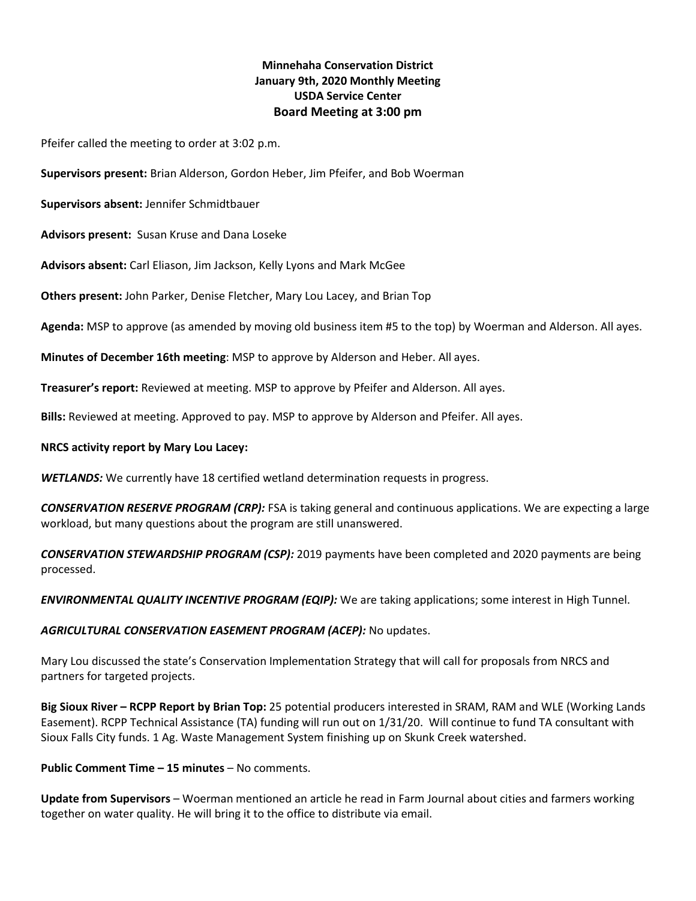**Minnehaha Conservation District**
**January 9th, 2020 Monthly Meeting**
**USDA Service Center**
**Board Meeting at 3:00 pm**

Pfeifer called the meeting to order at 3:02 p.m.

**Supervisors present:** Brian Alderson, Gordon Heber, Jim Pfeifer, and Bob Woerman

**Supervisors absent:** Jennifer Schmidtbauer

**Advisors present:** Susan Kruse and Dana Loseke

**Advisors absent:** Carl Eliason, Jim Jackson, Kelly Lyons and Mark McGee

**Others present:** John Parker, Denise Fletcher, Mary Lou Lacey, and Brian Top

**Agenda:** MSP to approve (as amended by moving old business item #5 to the top) by Woerman and Alderson. All ayes.

**Minutes of December 16th meeting**: MSP to approve by Alderson and Heber. All ayes.

**Treasurer's report:** Reviewed at meeting. MSP to approve by Pfeifer and Alderson. All ayes.

**Bills:** Reviewed at meeting. Approved to pay. MSP to approve by Alderson and Pfeifer. All ayes.

**NRCS activity report by Mary Lou Lacey:**

***WETLANDS:*** We currently have 18 certified wetland determination requests in progress.

***CONSERVATION RESERVE PROGRAM (CRP):*** FSA is taking general and continuous applications. We are expecting a large workload, but many questions about the program are still unanswered.

***CONSERVATION STEWARDSHIP PROGRAM (CSP):*** 2019 payments have been completed and 2020 payments are being processed.

***ENVIRONMENTAL QUALITY INCENTIVE PROGRAM (EQIP):*** We are taking applications; some interest in High Tunnel.

***AGRICULTURAL CONSERVATION EASEMENT PROGRAM (ACEP):*** No updates.

Mary Lou discussed the state's Conservation Implementation Strategy that will call for proposals from NRCS and partners for targeted projects.

**Big Sioux River – RCPP Report by Brian Top:** 25 potential producers interested in SRAM, RAM and WLE (Working Lands Easement). RCPP Technical Assistance (TA) funding will run out on 1/31/20. Will continue to fund TA consultant with Sioux Falls City funds. 1 Ag. Waste Management System finishing up on Skunk Creek watershed.

**Public Comment Time – 15 minutes** – No comments.

**Update from Supervisors** – Woerman mentioned an article he read in Farm Journal about cities and farmers working together on water quality. He will bring it to the office to distribute via email.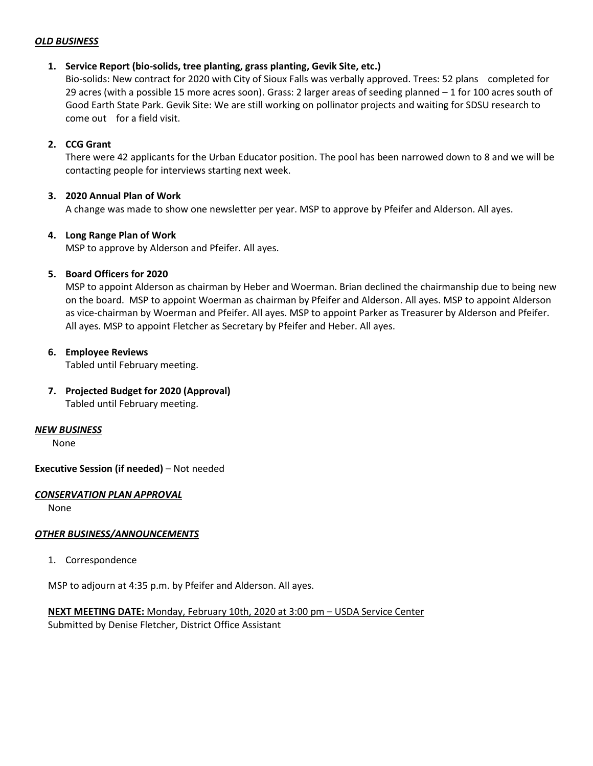***OLD BUSINESS***

1. **Service Report (bio-solids, tree planting, grass planting, Gevik Site, etc.)**
   Bio-solids: New contract for 2020 with City of Sioux Falls was verbally approved. Trees: 52 plans completed for 29 acres (with a possible 15 more acres soon). Grass: 2 larger areas of seeding planned – 1 for 100 acres south of Good Earth State Park. Gevik Site: We are still working on pollinator projects and waiting for SDSU research to come out for a field visit.

2. **CCG Grant**
   There were 42 applicants for the Urban Educator position. The pool has been narrowed down to 8 and we will be contacting people for interviews starting next week.

3. **2020 Annual Plan of Work**
   A change was made to show one newsletter per year. MSP to approve by Pfeifer and Alderson. All ayes.

4. **Long Range Plan of Work**
   MSP to approve by Alderson and Pfeifer. All ayes.

5. **Board Officers for 2020**
   MSP to appoint Alderson as chairman by Heber and Woerman. Brian declined the chairmanship due to being new on the board. MSP to appoint Woerman as chairman by Pfeifer and Alderson. All ayes. MSP to appoint Alderson as vice-chairman by Woerman and Pfeifer. All ayes. MSP to appoint Parker as Treasurer by Alderson and Pfeifer. All ayes. MSP to appoint Fletcher as Secretary by Pfeifer and Heber. All ayes.

6. **Employee Reviews**
   Tabled until February meeting.

7. **Projected Budget for 2020 (Approval)**
   Tabled until February meeting.

***NEW BUSINESS***

None

**Executive Session (if needed)** – Not needed

***CONSERVATION PLAN APPROVAL***

None

***OTHER BUSINESS/ANNOUNCEMENTS***

1. Correspondence

MSP to adjourn at 4:35 p.m. by Pfeifer and Alderson. All ayes.

**NEXT MEETING DATE:** Monday, February 10th, 2020 at 3:00 pm – USDA Service Center
Submitted by Denise Fletcher, District Office Assistant